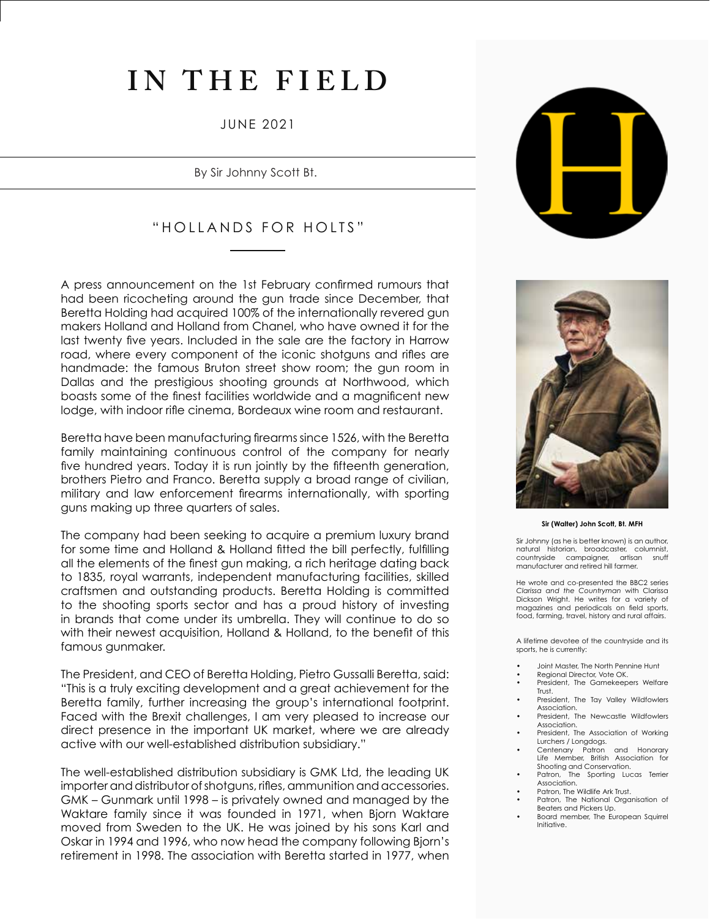# IN THE FIELD

JUNE 2021

By Sir Johnny Scott Bt.

## "HOLLANDS FOR HOLTS"

A press announcement on the 1st February confirmed rumours that had been ricocheting around the gun trade since December, that Beretta Holding had acquired 100% of the internationally revered gun makers Holland and Holland from Chanel, who have owned it for the last twenty five years. Included in the sale are the factory in Harrow road, where every component of the iconic shotguns and rifles are handmade: the famous Bruton street show room; the gun room in Dallas and the prestigious shooting grounds at Northwood, which boasts some of the finest facilities worldwide and a magnificent new lodge, with indoor rifle cinema, Bordeaux wine room and restaurant.

Beretta have been manufacturing firearms since 1526, with the Beretta family maintaining continuous control of the company for nearly five hundred years. Today it is run jointly by the fifteenth generation, brothers Pietro and Franco. Beretta supply a broad range of civilian, military and law enforcement firearms internationally, with sporting guns making up three quarters of sales.

The company had been seeking to acquire a premium luxury brand for some time and Holland & Holland fitted the bill perfectly, fulfilling all the elements of the finest gun making, a rich heritage dating back to 1835, royal warrants, independent manufacturing facilities, skilled craftsmen and outstanding products. Beretta Holding is committed to the shooting sports sector and has a proud history of investing in brands that come under its umbrella. They will continue to do so with their newest acquisition, Holland & Holland, to the benefit of this famous gunmaker.

The President, and CEO of Beretta Holding, Pietro Gussalli Beretta, said: "This is a truly exciting development and a great achievement for the Beretta family, further increasing the group's international footprint. Faced with the Brexit challenges, I am very pleased to increase our direct presence in the important UK market, where we are already active with our well-established distribution subsidiary."

The well-established distribution subsidiary is GMK Ltd, the leading UK importer and distributor of shotguns, rifles, ammunition and accessories. GMK – Gunmark until 1998 – is privately owned and managed by the Waktare family since it was founded in 1971, when Bjorn Waktare moved from Sweden to the UK. He was joined by his sons Karl and Oskar in 1994 and 1996, who now head the company following Bjorn's retirement in 1998. The association with Beretta started in 1977, when

**Sir (Walter) John Scott, Bt. MFH**

Sir Johnny (as he is better known) is an author, natural historian, broadcaster, columnist, countryside campaigner, artisan snuff manufacturer and retired hill farmer.

He wrote and co-presented the BBC2 series *Clarissa and the Countryman* with Clarissa Dickson Wright. He writes for a variety of magazines and periodicals on field sports, food, farming, travel, history and rural affairs.

A lifetime devotee of the countryside and its sports, he is currently:

- Joint Master, The North Pennine Hunt
- Regional Director, Vote OK.
- President, The Gamekeepers Welfare Trust.
- President, The Tay Valley Wildfowlers Association.
- President, The Newcastle Wildfowlers Association.
- President, The Association of Working Lurchers / Longdogs.
- Centenary Patron and Honorary Life Member, British Association for Shooting and Conservation.
- Patron, The Sporting Lucas Terrier Association.
- Patron, The Wildlife Ark Trust.
- Patron, The National Organisation of Beaters and Pickers Up.
- Board member, The European Squirrel Initiative.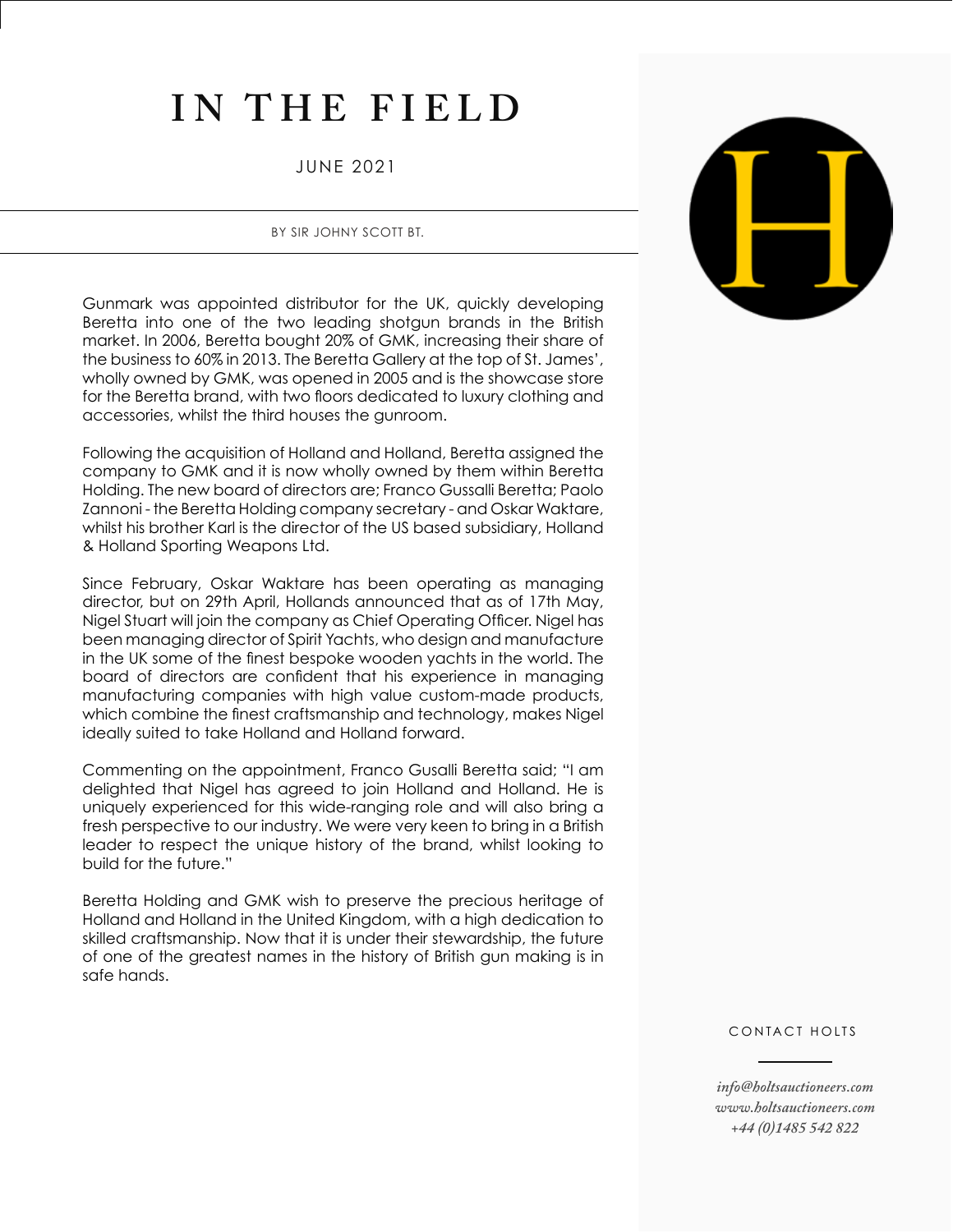# IN THE FIELD

JUNE 2021

BY SIR JOHNY SCOTT BT.

Gunmark was appointed distributor for the UK, quickly developing Beretta into one of the two leading shotgun brands in the British market. In 2006, Beretta bought 20% of GMK, increasing their share of the business to 60% in 2013. The Beretta Gallery at the top of St. James', wholly owned by GMK, was opened in 2005 and is the showcase store for the Beretta brand, with two floors dedicated to luxury clothing and accessories, whilst the third houses the gunroom.

Following the acquisition of Holland and Holland, Beretta assigned the company to GMK and it is now wholly owned by them within Beretta Holding. The new board of directors are; Franco Gussalli Beretta; Paolo Zannoni - the Beretta Holding company secretary - and Oskar Waktare, whilst his brother Karl is the director of the US based subsidiary, Holland & Holland Sporting Weapons Ltd.

Since February, Oskar Waktare has been operating as managing director, but on 29th April, Hollands announced that as of 17th May, Nigel Stuart will join the company as Chief Operating Officer. Nigel has been managing director of Spirit Yachts, who design and manufacture in the UK some of the finest bespoke wooden yachts in the world. The board of directors are confident that his experience in managing manufacturing companies with high value custom-made products, which combine the finest craftsmanship and technology, makes Nigel ideally suited to take Holland and Holland forward.

Commenting on the appointment, Franco Gusalli Beretta said; "I am delighted that Nigel has agreed to join Holland and Holland. He is uniquely experienced for this wide-ranging role and will also bring a fresh perspective to our industry. We were very keen to bring in a British leader to respect the unique history of the brand, whilst looking to build for the future."

Beretta Holding and GMK wish to preserve the precious heritage of Holland and Holland in the United Kingdom, with a high dedication to skilled craftsmanship. Now that it is under their stewardship, the future of one of the greatest names in the history of British gun making is in safe hands.

CONTACT HOLTS

*info@holtsauctioneers.com*
*www.holtsauctioneers.com*
*+44 (0)1485 542 822*